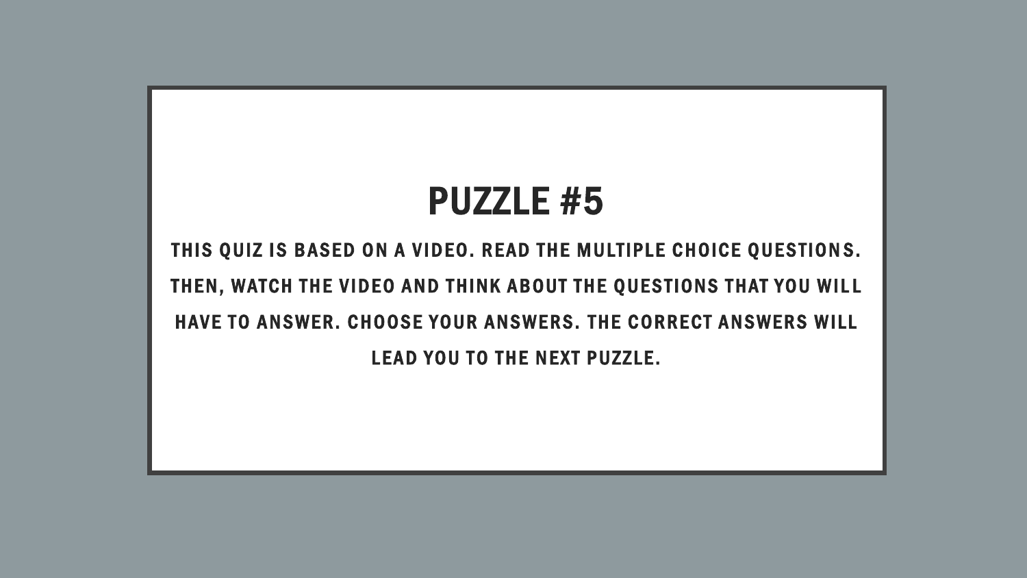# PUZZLE #5

THIS QUIZ IS BASED ON A VIDEO. READ THE MULTIPLE CHOICE QUESTIONS. THEN, WATCH THE VIDEO AND THINK ABOUT THE QUESTIONS THAT YOU WILL HAVE TO ANSWER. CHOOSE YOUR ANSWERS. THE CORRECT ANSWERS WILL LEAD YOU TO THE NEXT PUZZLE.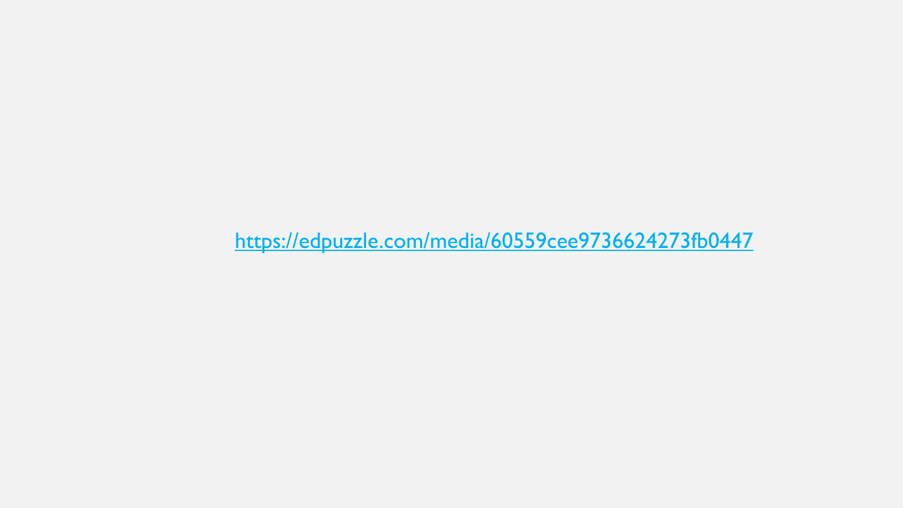https://edpuzzle.com/media/60559cee9736624273fb0447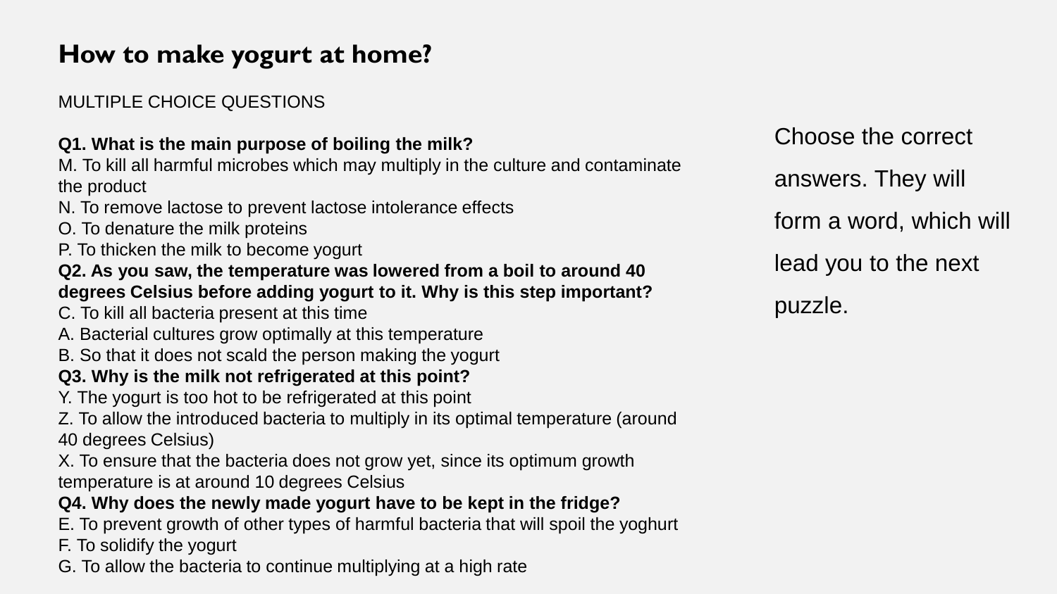# How to make yogurt at home?

MULTIPLE CHOICE QUESTIONS

**Q1. What is the main purpose of boiling the milk?**

M. To kill all harmful microbes which may multiply in the culture and contaminate the product
N. To remove lactose to prevent lactose intolerance effects
O. To denature the milk proteins
P. To thicken the milk to become yogurt

**Q2. As you saw, the temperature was lowered from a boil to around 40 degrees Celsius before adding yogurt to it. Why is this step important?**

C. To kill all bacteria present at this time
A. Bacterial cultures grow optimally at this temperature
B. So that it does not scald the person making the yogurt

**Q3. Why is the milk not refrigerated at this point?**

Y. The yogurt is too hot to be refrigerated at this point
Z. To allow the introduced bacteria to multiply in its optimal temperature (around 40 degrees Celsius)
X. To ensure that the bacteria does not grow yet, since its optimum growth temperature is at around 10 degrees Celsius

**Q4. Why does the newly made yogurt have to be kept in the fridge?**

E. To prevent growth of other types of harmful bacteria that will spoil the yoghurt
F. To solidify the yogurt
G. To allow the bacteria to continue multiplying at a high rate

Choose the correct answers. They will form a word, which will lead you to the next puzzle.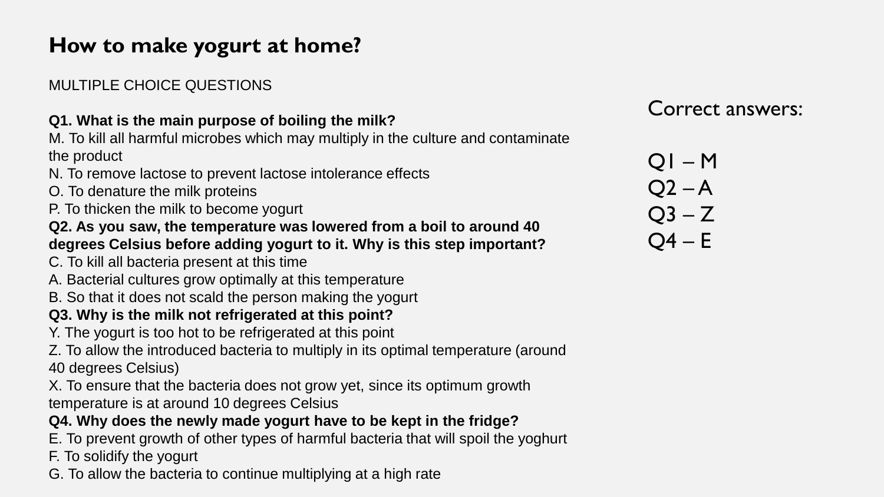# How to make yogurt at home?

MULTIPLE CHOICE QUESTIONS

**Q1. What is the main purpose of boiling the milk?**

M. To kill all harmful microbes which may multiply in the culture and contaminate the product

N. To remove lactose to prevent lactose intolerance effects

O. To denature the milk proteins

P. To thicken the milk to become yogurt

**Q2. As you saw, the temperature was lowered from a boil to around 40 degrees Celsius before adding yogurt to it. Why is this step important?**

C. To kill all bacteria present at this time

A. Bacterial cultures grow optimally at this temperature

B. So that it does not scald the person making the yogurt

**Q3. Why is the milk not refrigerated at this point?**

Y. The yogurt is too hot to be refrigerated at this point

Z. To allow the introduced bacteria to multiply in its optimal temperature (around 40 degrees Celsius)

X. To ensure that the bacteria does not grow yet, since its optimum growth temperature is at around 10 degrees Celsius

**Q4. Why does the newly made yogurt have to be kept in the fridge?**

E. To prevent growth of other types of harmful bacteria that will spoil the yoghurt

F. To solidify the yogurt

G. To allow the bacteria to continue multiplying at a high rate

Correct answers:

Q1 – M
Q2 – A
Q3 – Z
Q4 – E